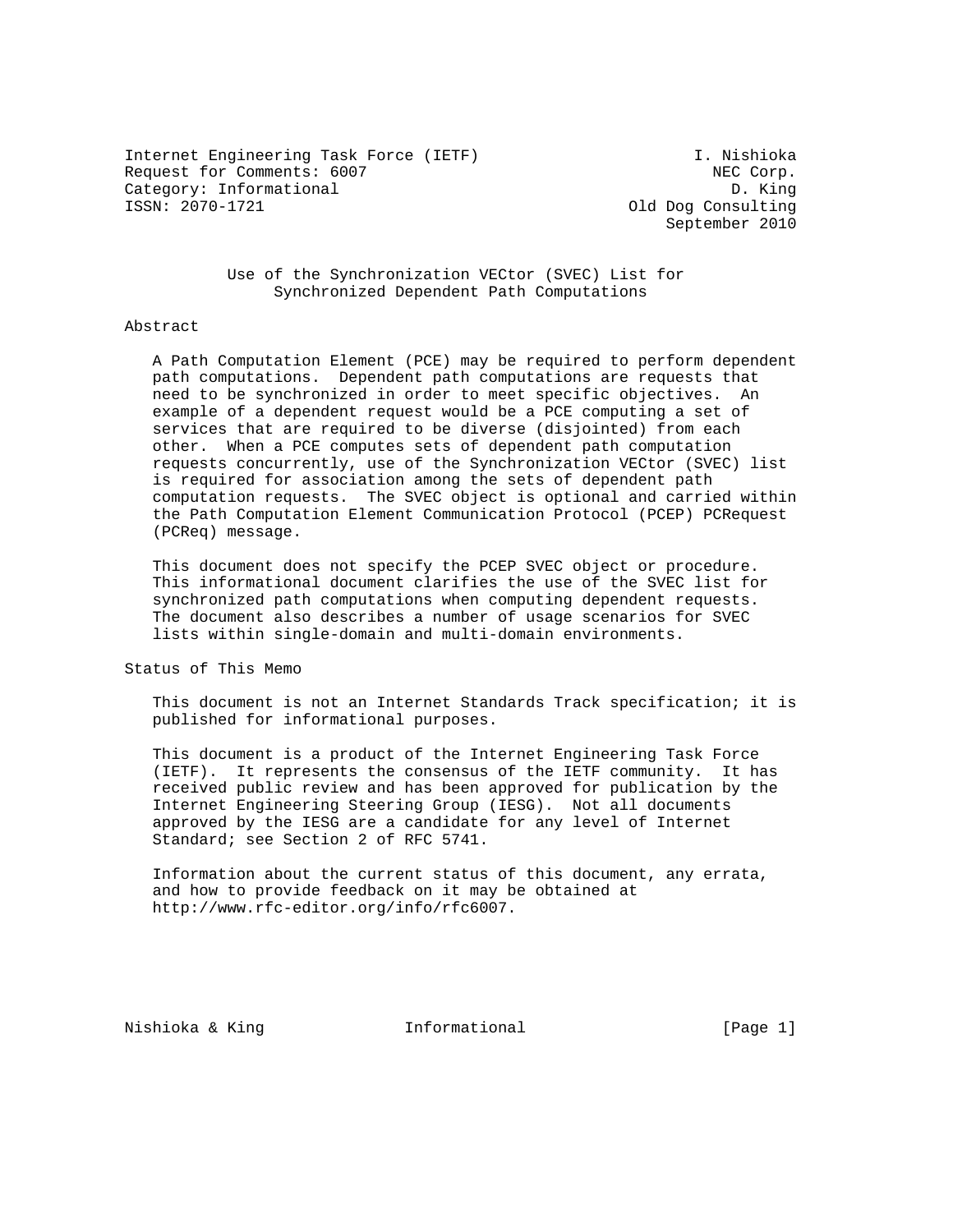Internet Engineering Task Force (IETF) I. Nishioka
Request for Comments: 6007 NEC Corp.
Category: Informational D. King
ISSN: 2070-1721 Old Dog Consulting
September 2010

# Use of the Synchronization VECtor (SVEC) List for Synchronized Dependent Path Computations

## Abstract

A Path Computation Element (PCE) may be required to perform dependent path computations. Dependent path computations are requests that need to be synchronized in order to meet specific objectives. An example of a dependent request would be a PCE computing a set of services that are required to be diverse (disjointed) from each other. When a PCE computes sets of dependent path computation requests concurrently, use of the Synchronization VECtor (SVEC) list is required for association among the sets of dependent path computation requests. The SVEC object is optional and carried within the Path Computation Element Communication Protocol (PCEP) PCRequest (PCReq) message.

This document does not specify the PCEP SVEC object or procedure. This informational document clarifies the use of the SVEC list for synchronized path computations when computing dependent requests. The document also describes a number of usage scenarios for SVEC lists within single-domain and multi-domain environments.

## Status of This Memo

This document is not an Internet Standards Track specification; it is published for informational purposes.

This document is a product of the Internet Engineering Task Force (IETF). It represents the consensus of the IETF community. It has received public review and has been approved for publication by the Internet Engineering Steering Group (IESG). Not all documents approved by the IESG are a candidate for any level of Internet Standard; see Section 2 of RFC 5741.

Information about the current status of this document, any errata, and how to provide feedback on it may be obtained at http://www.rfc-editor.org/info/rfc6007.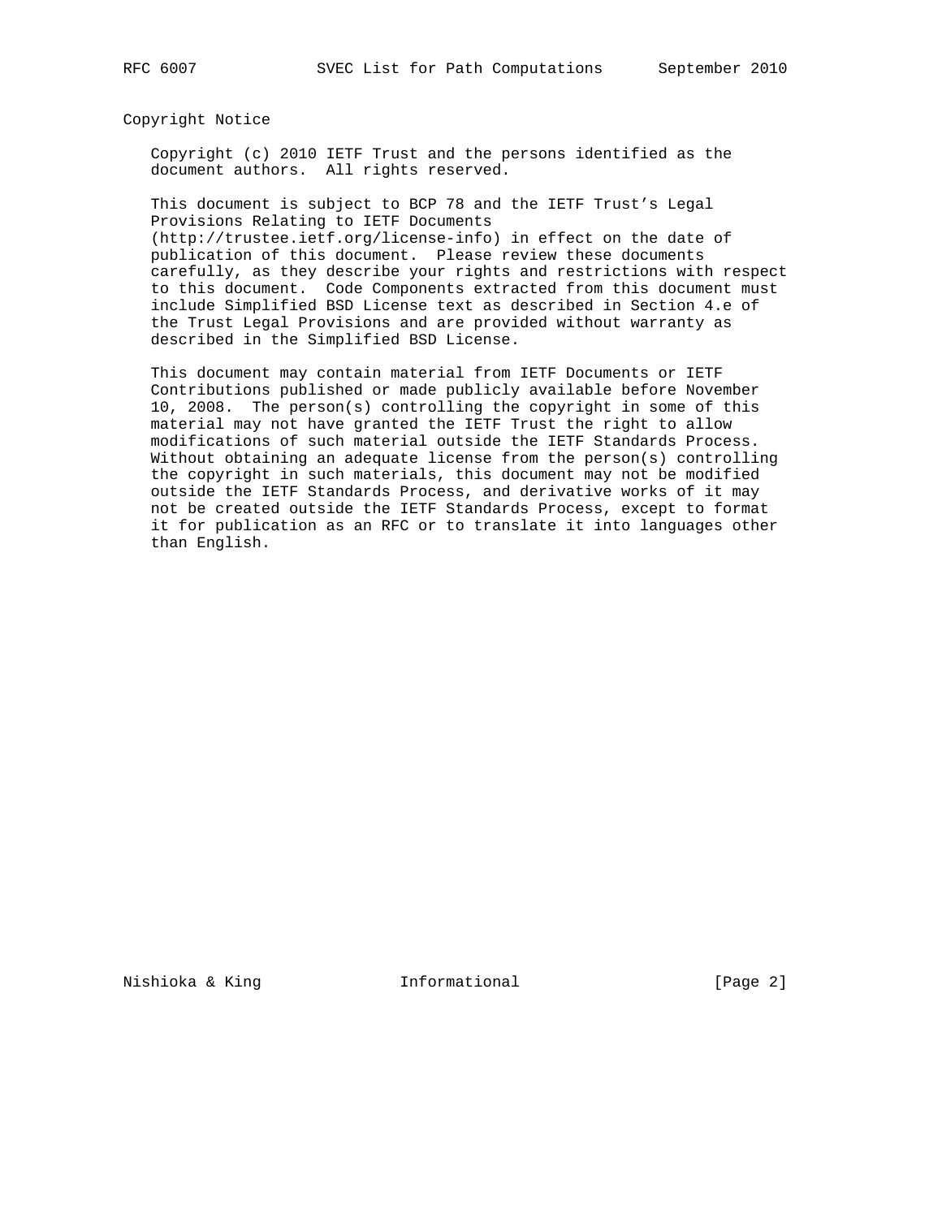## Copyright Notice

Copyright (c) 2010 IETF Trust and the persons identified as the document authors. All rights reserved.

This document is subject to BCP 78 and the IETF Trust's Legal Provisions Relating to IETF Documents (http://trustee.ietf.org/license-info) in effect on the date of publication of this document. Please review these documents carefully, as they describe your rights and restrictions with respect to this document. Code Components extracted from this document must include Simplified BSD License text as described in Section 4.e of the Trust Legal Provisions and are provided without warranty as described in the Simplified BSD License.

This document may contain material from IETF Documents or IETF Contributions published or made publicly available before November 10, 2008. The person(s) controlling the copyright in some of this material may not have granted the IETF Trust the right to allow modifications of such material outside the IETF Standards Process. Without obtaining an adequate license from the person(s) controlling the copyright in such materials, this document may not be modified outside the IETF Standards Process, and derivative works of it may not be created outside the IETF Standards Process, except to format it for publication as an RFC or to translate it into languages other than English.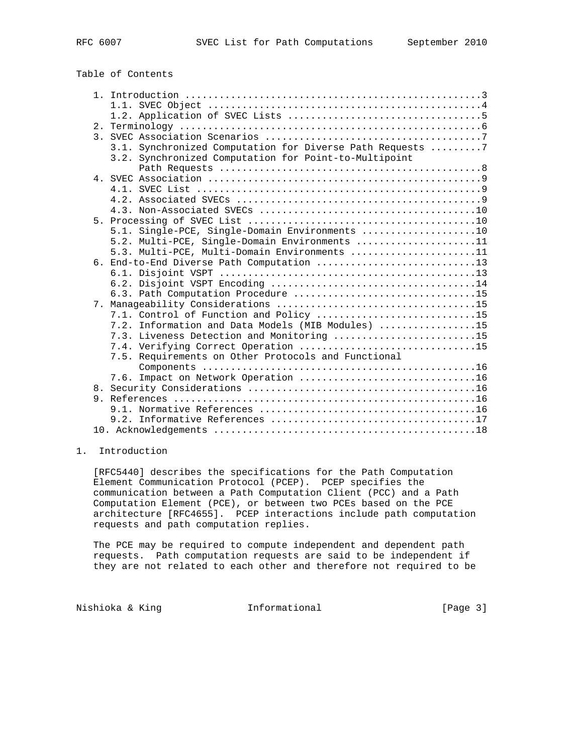Table of Contents

```
   1. Introduction ....................................................3
      1.1. SVEC Object ................................................4
      1.2. Application of SVEC Lists ..................................5
   2. Terminology .....................................................6
   3. SVEC Association Scenarios ......................................7
      3.1. Synchronized Computation for Diverse Path Requests .........7
      3.2. Synchronized Computation for Point-to-Multipoint
           Path Requests ..............................................8
   4. SVEC Association ................................................9
      4.1. SVEC List ..................................................9
      4.2. Associated SVECs ...........................................9
      4.3. Non-Associated SVECs ......................................10
   5. Processing of SVEC List ........................................10
      5.1. Single-PCE, Single-Domain Environments ....................10
      5.2. Multi-PCE, Single-Domain Environments .....................11
      5.3. Multi-PCE, Multi-Domain Environments ......................11
   6. End-to-End Diverse Path Computation ............................13
      6.1. Disjoint VSPT .............................................13
      6.2. Disjoint VSPT Encoding ....................................14
      6.3. Path Computation Procedure ................................15
   7. Manageability Considerations ...................................15
      7.1. Control of Function and Policy ............................15
      7.2. Information and Data Models (MIB Modules) .................15
      7.3. Liveness Detection and Monitoring .........................15
      7.4. Verifying Correct Operation ...............................15
      7.5. Requirements on Other Protocols and Functional
           Components ................................................16
      7.6. Impact on Network Operation ...............................16
   8. Security Considerations ........................................16
   9. References .....................................................16
      9.1. Normative References ......................................16
      9.2. Informative References ....................................17
   10. Acknowledgements ..............................................18
```

# 1. Introduction

[RFC5440] describes the specifications for the Path Computation Element Communication Protocol (PCEP). PCEP specifies the communication between a Path Computation Client (PCC) and a Path Computation Element (PCE), or between two PCEs based on the PCE architecture [RFC4655]. PCEP interactions include path computation requests and path computation replies.

The PCE may be required to compute independent and dependent path requests. Path computation requests are said to be independent if they are not related to each other and therefore not required to be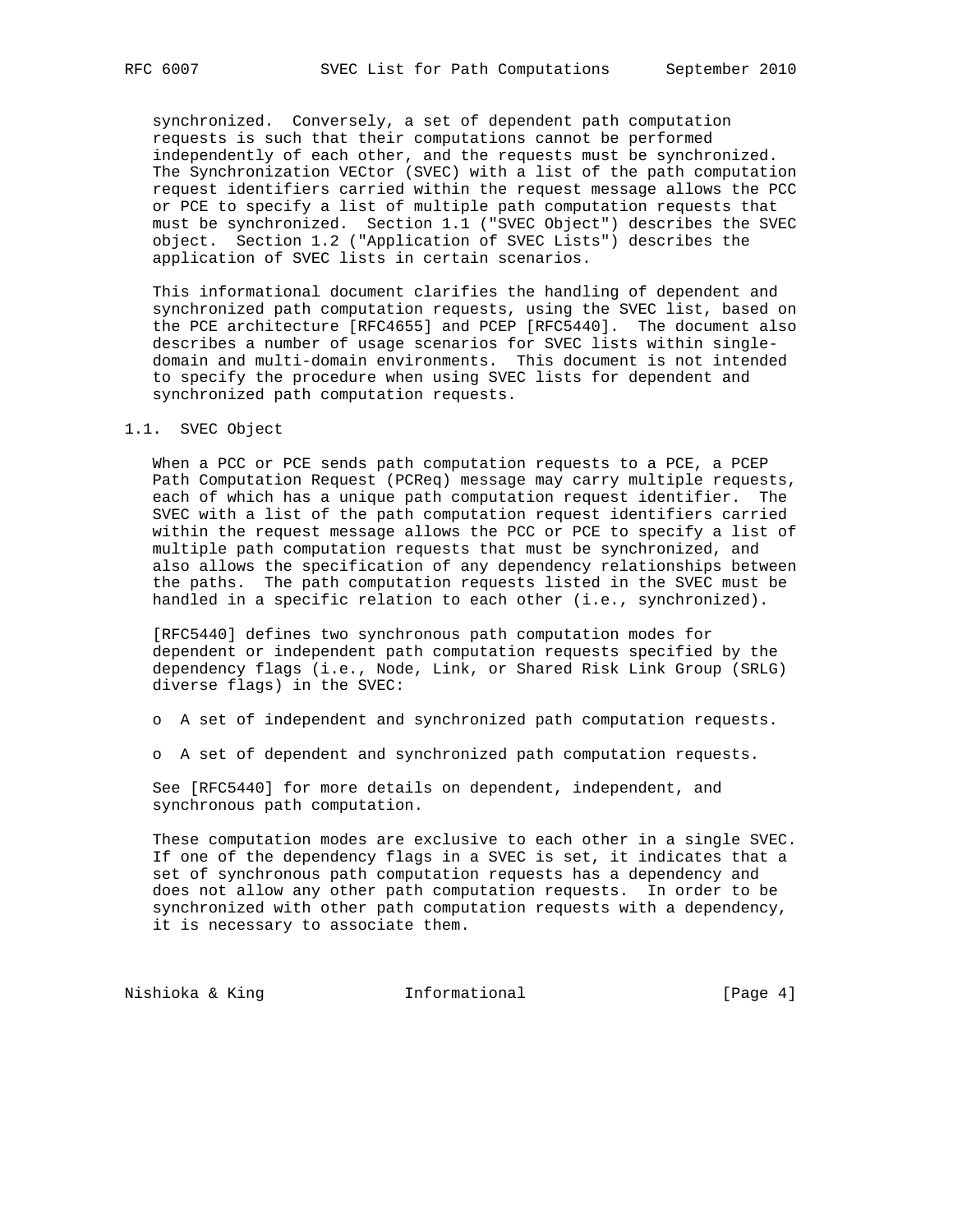synchronized. Conversely, a set of dependent path computation requests is such that their computations cannot be performed independently of each other, and the requests must be synchronized. The Synchronization VECtor (SVEC) with a list of the path computation request identifiers carried within the request message allows the PCC or PCE to specify a list of multiple path computation requests that must be synchronized. Section 1.1 ("SVEC Object") describes the SVEC object. Section 1.2 ("Application of SVEC Lists") describes the application of SVEC lists in certain scenarios.

This informational document clarifies the handling of dependent and synchronized path computation requests, using the SVEC list, based on the PCE architecture [RFC4655] and PCEP [RFC5440]. The document also describes a number of usage scenarios for SVEC lists within single-domain and multi-domain environments. This document is not intended to specify the procedure when using SVEC lists for dependent and synchronized path computation requests.

## 1.1. SVEC Object

When a PCC or PCE sends path computation requests to a PCE, a PCEP Path Computation Request (PCReq) message may carry multiple requests, each of which has a unique path computation request identifier. The SVEC with a list of the path computation request identifiers carried within the request message allows the PCC or PCE to specify a list of multiple path computation requests that must be synchronized, and also allows the specification of any dependency relationships between the paths. The path computation requests listed in the SVEC must be handled in a specific relation to each other (i.e., synchronized).

[RFC5440] defines two synchronous path computation modes for dependent or independent path computation requests specified by the dependency flags (i.e., Node, Link, or Shared Risk Link Group (SRLG) diverse flags) in the SVEC:

- A set of independent and synchronized path computation requests.
- A set of dependent and synchronized path computation requests.

See [RFC5440] for more details on dependent, independent, and synchronous path computation.

These computation modes are exclusive to each other in a single SVEC. If one of the dependency flags in a SVEC is set, it indicates that a set of synchronous path computation requests has a dependency and does not allow any other path computation requests. In order to be synchronized with other path computation requests with a dependency, it is necessary to associate them.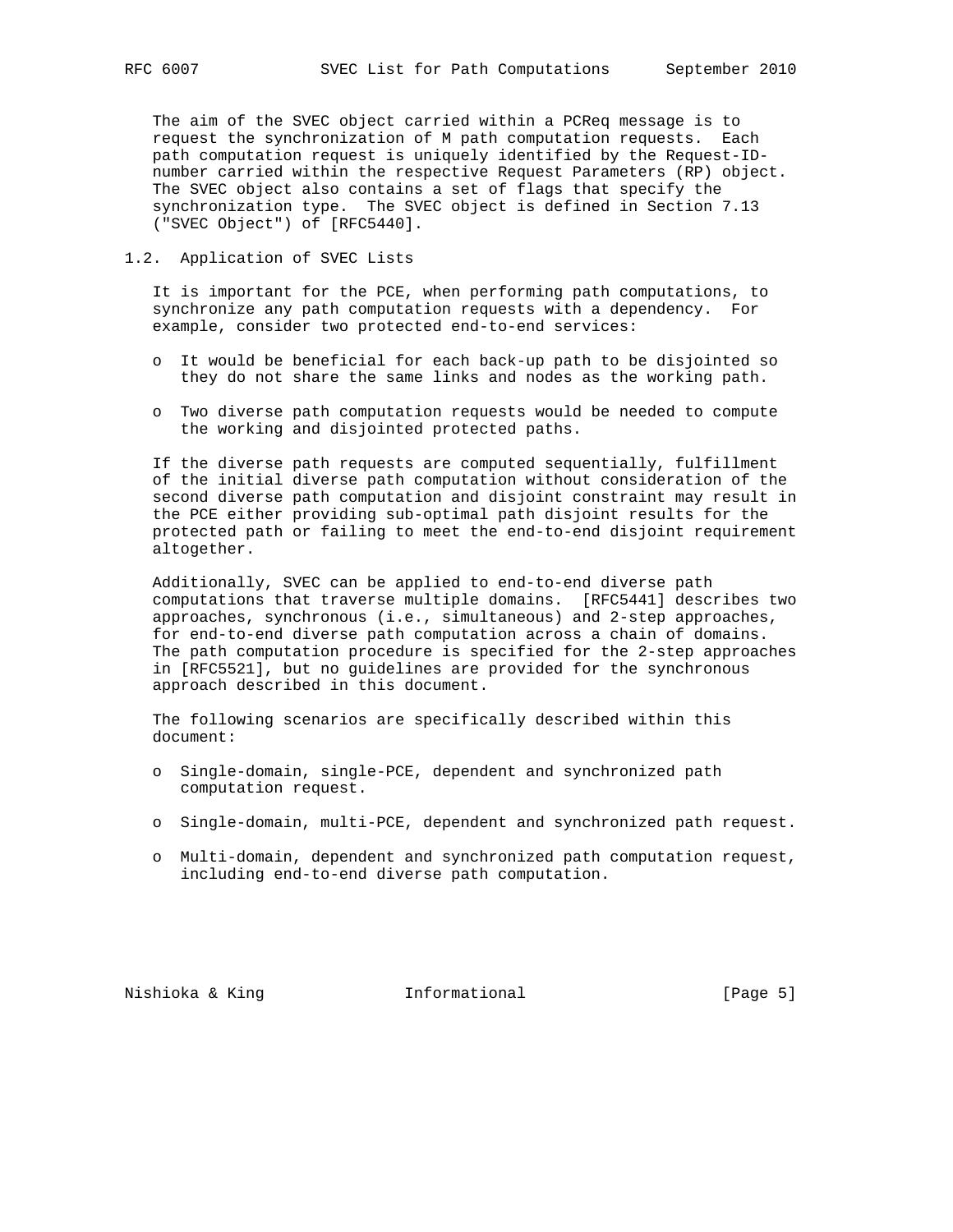The aim of the SVEC object carried within a PCReq message is to request the synchronization of M path computation requests. Each path computation request is uniquely identified by the Request-ID-number carried within the respective Request Parameters (RP) object. The SVEC object also contains a set of flags that specify the synchronization type. The SVEC object is defined in Section 7.13 ("SVEC Object") of [RFC5440].

### 1.2. Application of SVEC Lists

It is important for the PCE, when performing path computations, to synchronize any path computation requests with a dependency. For example, consider two protected end-to-end services:

- It would be beneficial for each back-up path to be disjointed so they do not share the same links and nodes as the working path.
- Two diverse path computation requests would be needed to compute the working and disjointed protected paths.

If the diverse path requests are computed sequentially, fulfillment of the initial diverse path computation without consideration of the second diverse path computation and disjoint constraint may result in the PCE either providing sub-optimal path disjoint results for the protected path or failing to meet the end-to-end disjoint requirement altogether.

Additionally, SVEC can be applied to end-to-end diverse path computations that traverse multiple domains. [RFC5441] describes two approaches, synchronous (i.e., simultaneous) and 2-step approaches, for end-to-end diverse path computation across a chain of domains. The path computation procedure is specified for the 2-step approaches in [RFC5521], but no guidelines are provided for the synchronous approach described in this document.

The following scenarios are specifically described within this document:

- Single-domain, single-PCE, dependent and synchronized path computation request.
- Single-domain, multi-PCE, dependent and synchronized path request.
- Multi-domain, dependent and synchronized path computation request, including end-to-end diverse path computation.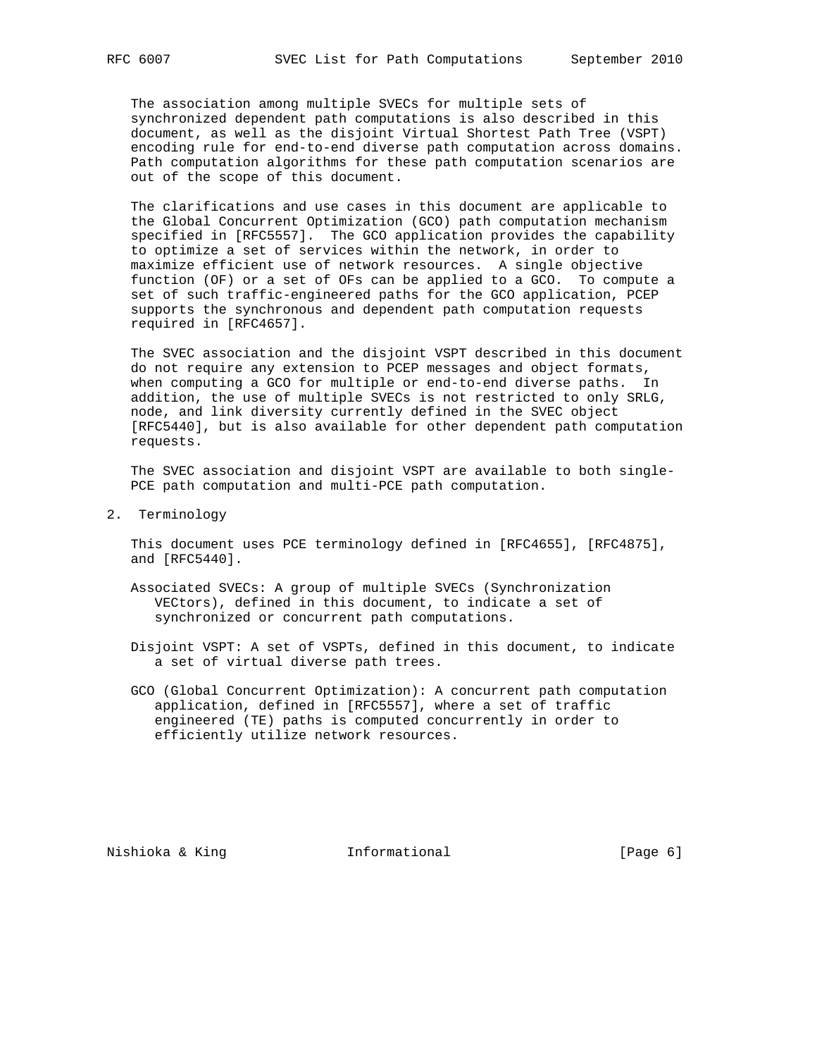The association among multiple SVECs for multiple sets of synchronized dependent path computations is also described in this document, as well as the disjoint Virtual Shortest Path Tree (VSPT) encoding rule for end-to-end diverse path computation across domains. Path computation algorithms for these path computation scenarios are out of the scope of this document.

The clarifications and use cases in this document are applicable to the Global Concurrent Optimization (GCO) path computation mechanism specified in [RFC5557]. The GCO application provides the capability to optimize a set of services within the network, in order to maximize efficient use of network resources. A single objective function (OF) or a set of OFs can be applied to a GCO. To compute a set of such traffic-engineered paths for the GCO application, PCEP supports the synchronous and dependent path computation requests required in [RFC4657].

The SVEC association and the disjoint VSPT described in this document do not require any extension to PCEP messages and object formats, when computing a GCO for multiple or end-to-end diverse paths. In addition, the use of multiple SVECs is not restricted to only SRLG, node, and link diversity currently defined in the SVEC object [RFC5440], but is also available for other dependent path computation requests.

The SVEC association and disjoint VSPT are available to both single-PCE path computation and multi-PCE path computation.

## 2. Terminology

This document uses PCE terminology defined in [RFC4655], [RFC4875], and [RFC5440].

Associated SVECs: A group of multiple SVECs (Synchronization VECtors), defined in this document, to indicate a set of synchronized or concurrent path computations.

Disjoint VSPT: A set of VSPTs, defined in this document, to indicate a set of virtual diverse path trees.

GCO (Global Concurrent Optimization): A concurrent path computation application, defined in [RFC5557], where a set of traffic engineered (TE) paths is computed concurrently in order to efficiently utilize network resources.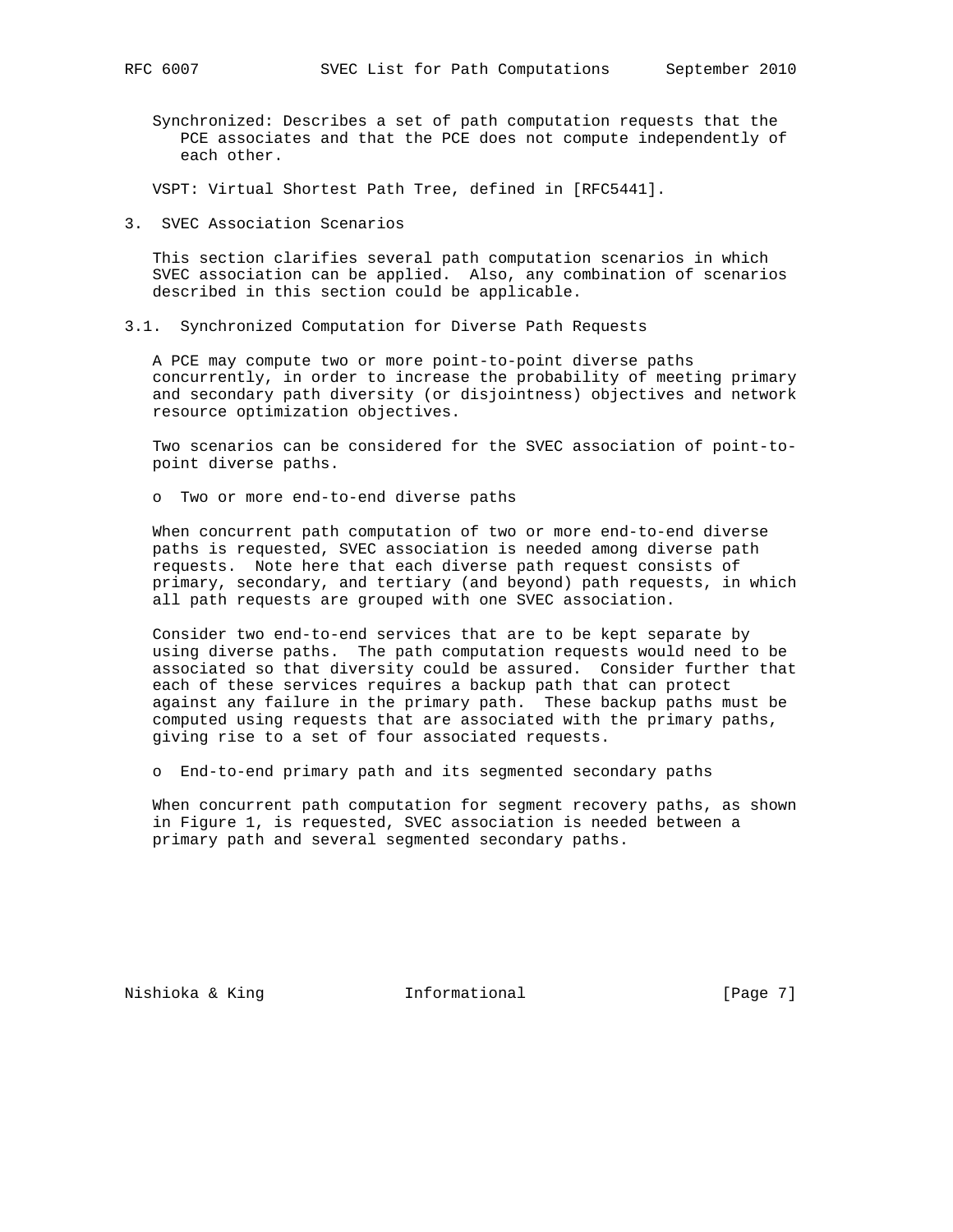Synchronized: Describes a set of path computation requests that the PCE associates and that the PCE does not compute independently of each other.

VSPT: Virtual Shortest Path Tree, defined in [RFC5441].

## 3. SVEC Association Scenarios

This section clarifies several path computation scenarios in which SVEC association can be applied. Also, any combination of scenarios described in this section could be applicable.

### 3.1. Synchronized Computation for Diverse Path Requests

A PCE may compute two or more point-to-point diverse paths concurrently, in order to increase the probability of meeting primary and secondary path diversity (or disjointness) objectives and network resource optimization objectives.

Two scenarios can be considered for the SVEC association of point-to-point diverse paths.

- Two or more end-to-end diverse paths

When concurrent path computation of two or more end-to-end diverse paths is requested, SVEC association is needed among diverse path requests. Note here that each diverse path request consists of primary, secondary, and tertiary (and beyond) path requests, in which all path requests are grouped with one SVEC association.

Consider two end-to-end services that are to be kept separate by using diverse paths. The path computation requests would need to be associated so that diversity could be assured. Consider further that each of these services requires a backup path that can protect against any failure in the primary path. These backup paths must be computed using requests that are associated with the primary paths, giving rise to a set of four associated requests.

- End-to-end primary path and its segmented secondary paths

When concurrent path computation for segment recovery paths, as shown in Figure 1, is requested, SVEC association is needed between a primary path and several segmented secondary paths.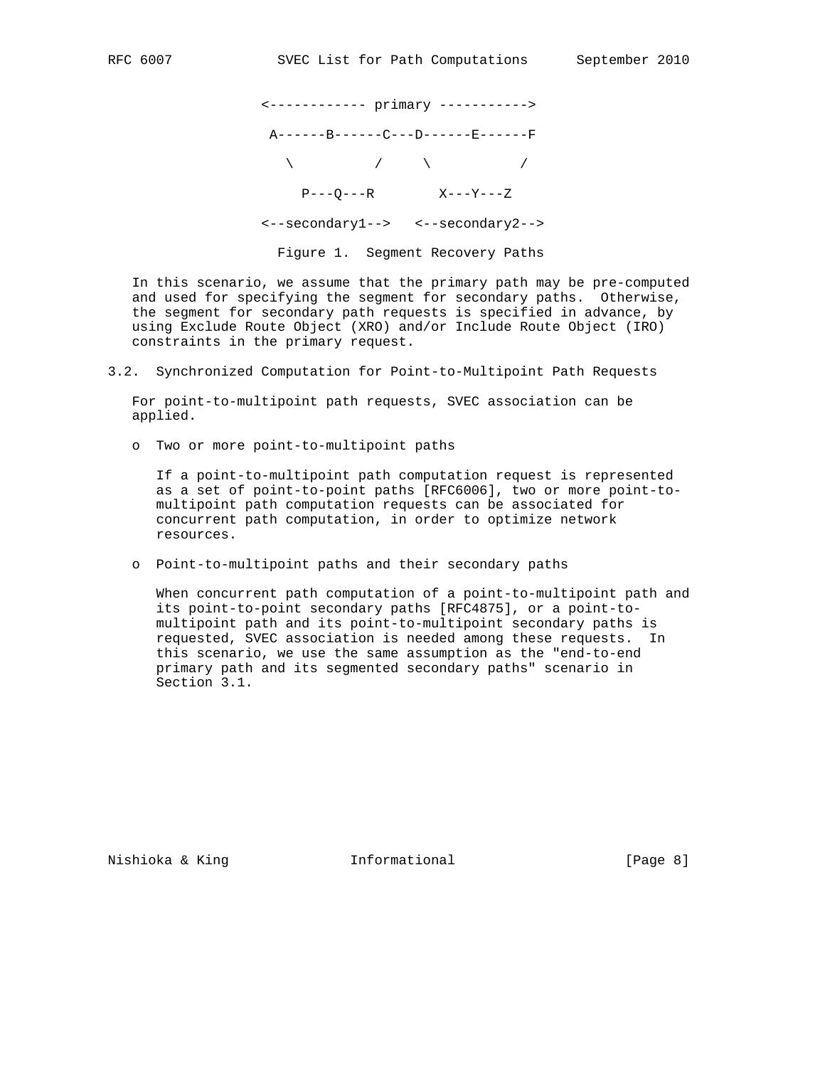```
                 <------------ primary ----------->

                  A------B------C---D------E------F

                    \          /     \           /

                       P---Q---R        X---Y---Z

                 <--secondary1-->   <--secondary2-->
```

Figure 1. Segment Recovery Paths

In this scenario, we assume that the primary path may be pre-computed and used for specifying the segment for secondary paths. Otherwise, the segment for secondary path requests is specified in advance, by using Exclude Route Object (XRO) and/or Include Route Object (IRO) constraints in the primary request.

## 3.2. Synchronized Computation for Point-to-Multipoint Path Requests

For point-to-multipoint path requests, SVEC association can be applied.

- Two or more point-to-multipoint paths

  If a point-to-multipoint path computation request is represented as a set of point-to-point paths [RFC6006], two or more point-to-multipoint path computation requests can be associated for concurrent path computation, in order to optimize network resources.

- Point-to-multipoint paths and their secondary paths

  When concurrent path computation of a point-to-multipoint path and its point-to-point secondary paths [RFC4875], or a point-to-multipoint path and its point-to-multipoint secondary paths is requested, SVEC association is needed among these requests. In this scenario, we use the same assumption as the "end-to-end primary path and its segmented secondary paths" scenario in Section 3.1.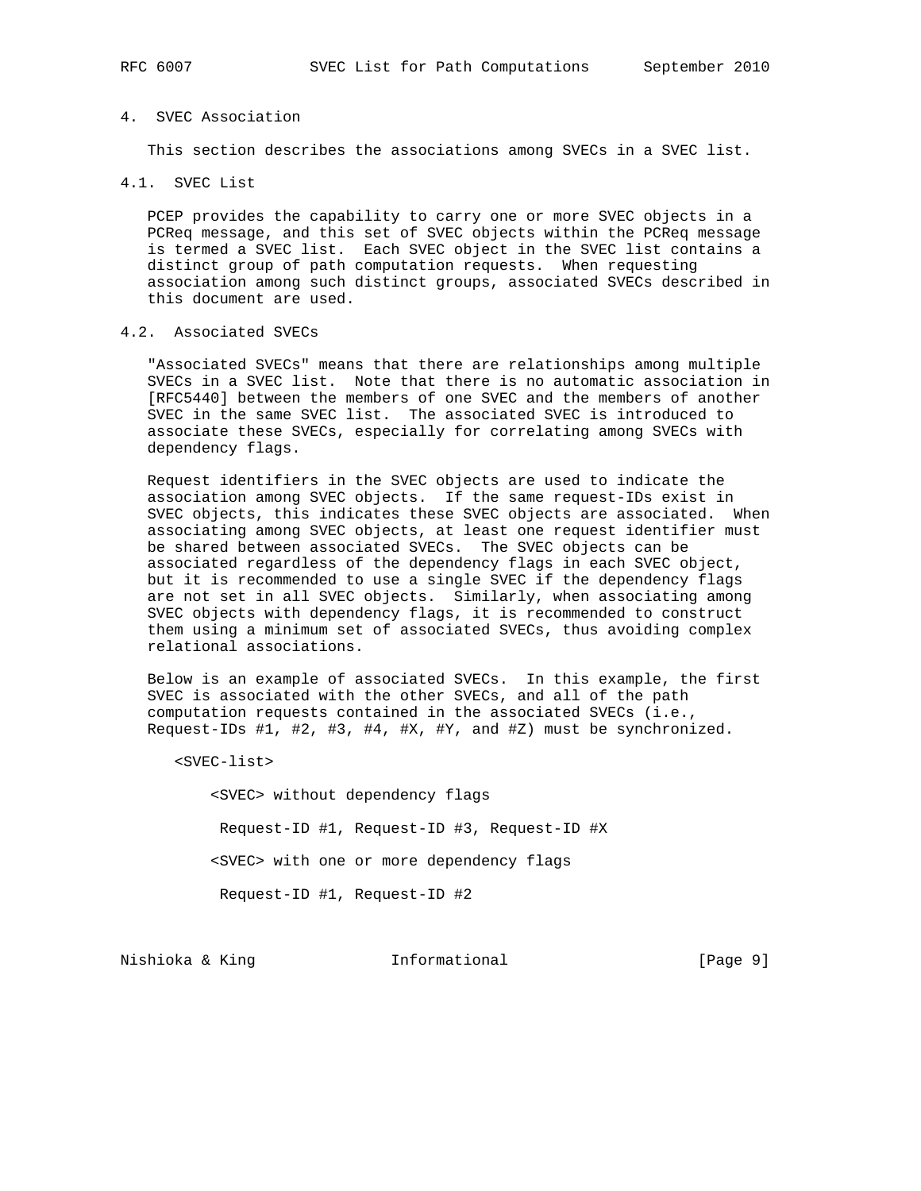# 4. SVEC Association

This section describes the associations among SVECs in a SVEC list.

## 4.1. SVEC List

PCEP provides the capability to carry one or more SVEC objects in a PCReq message, and this set of SVEC objects within the PCReq message is termed a SVEC list. Each SVEC object in the SVEC list contains a distinct group of path computation requests. When requesting association among such distinct groups, associated SVECs described in this document are used.

## 4.2. Associated SVECs

"Associated SVECs" means that there are relationships among multiple SVECs in a SVEC list. Note that there is no automatic association in [RFC5440] between the members of one SVEC and the members of another SVEC in the same SVEC list. The associated SVEC is introduced to associate these SVECs, especially for correlating among SVECs with dependency flags.

Request identifiers in the SVEC objects are used to indicate the association among SVEC objects. If the same request-IDs exist in SVEC objects, this indicates these SVEC objects are associated. When associating among SVEC objects, at least one request identifier must be shared between associated SVECs. The SVEC objects can be associated regardless of the dependency flags in each SVEC object, but it is recommended to use a single SVEC if the dependency flags are not set in all SVEC objects. Similarly, when associating among SVEC objects with dependency flags, it is recommended to construct them using a minimum set of associated SVECs, thus avoiding complex relational associations.

Below is an example of associated SVECs. In this example, the first SVEC is associated with the other SVECs, and all of the path computation requests contained in the associated SVECs (i.e., Request-IDs #1, #2, #3, #4, #X, #Y, and #Z) must be synchronized.

```
   <SVEC-list>

       <SVEC> without dependency flags

        Request-ID #1, Request-ID #3, Request-ID #X

       <SVEC> with one or more dependency flags

        Request-ID #1, Request-ID #2
```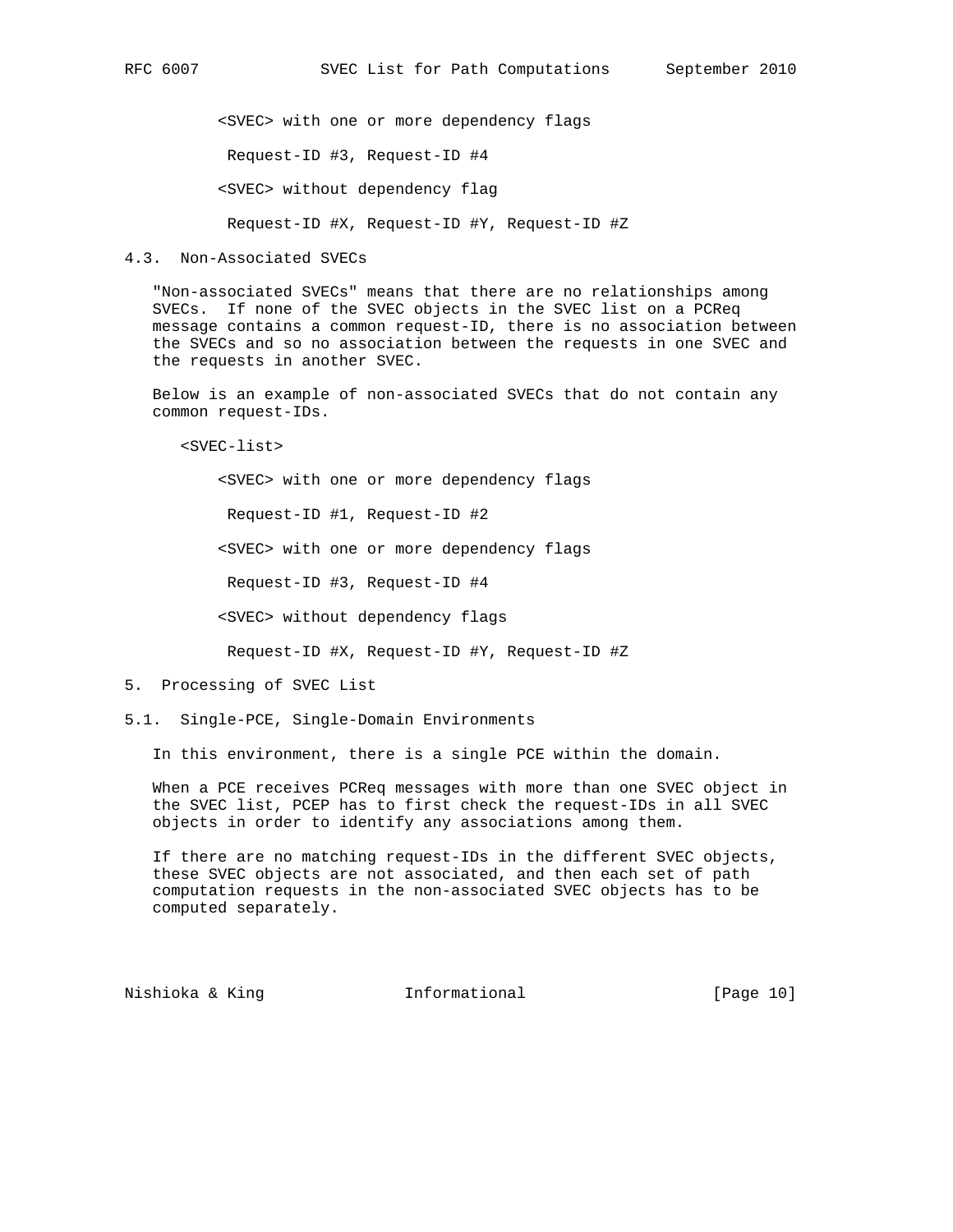```
      <SVEC> with one or more dependency flags

       Request-ID #3, Request-ID #4

      <SVEC> without dependency flag

       Request-ID #X, Request-ID #Y, Request-ID #Z
```

### 4.3. Non-Associated SVECs

"Non-associated SVECs" means that there are no relationships among SVECs. If none of the SVEC objects in the SVEC list on a PCReq message contains a common request-ID, there is no association between the SVECs and so no association between the requests in one SVEC and the requests in another SVEC.

Below is an example of non-associated SVECs that do not contain any common request-IDs.

```
   <SVEC-list>

      <SVEC> with one or more dependency flags

       Request-ID #1, Request-ID #2

      <SVEC> with one or more dependency flags

       Request-ID #3, Request-ID #4

      <SVEC> without dependency flags

       Request-ID #X, Request-ID #Y, Request-ID #Z
```

## 5. Processing of SVEC List

### 5.1. Single-PCE, Single-Domain Environments

In this environment, there is a single PCE within the domain.

When a PCE receives PCReq messages with more than one SVEC object in the SVEC list, PCEP has to first check the request-IDs in all SVEC objects in order to identify any associations among them.

If there are no matching request-IDs in the different SVEC objects, these SVEC objects are not associated, and then each set of path computation requests in the non-associated SVEC objects has to be computed separately.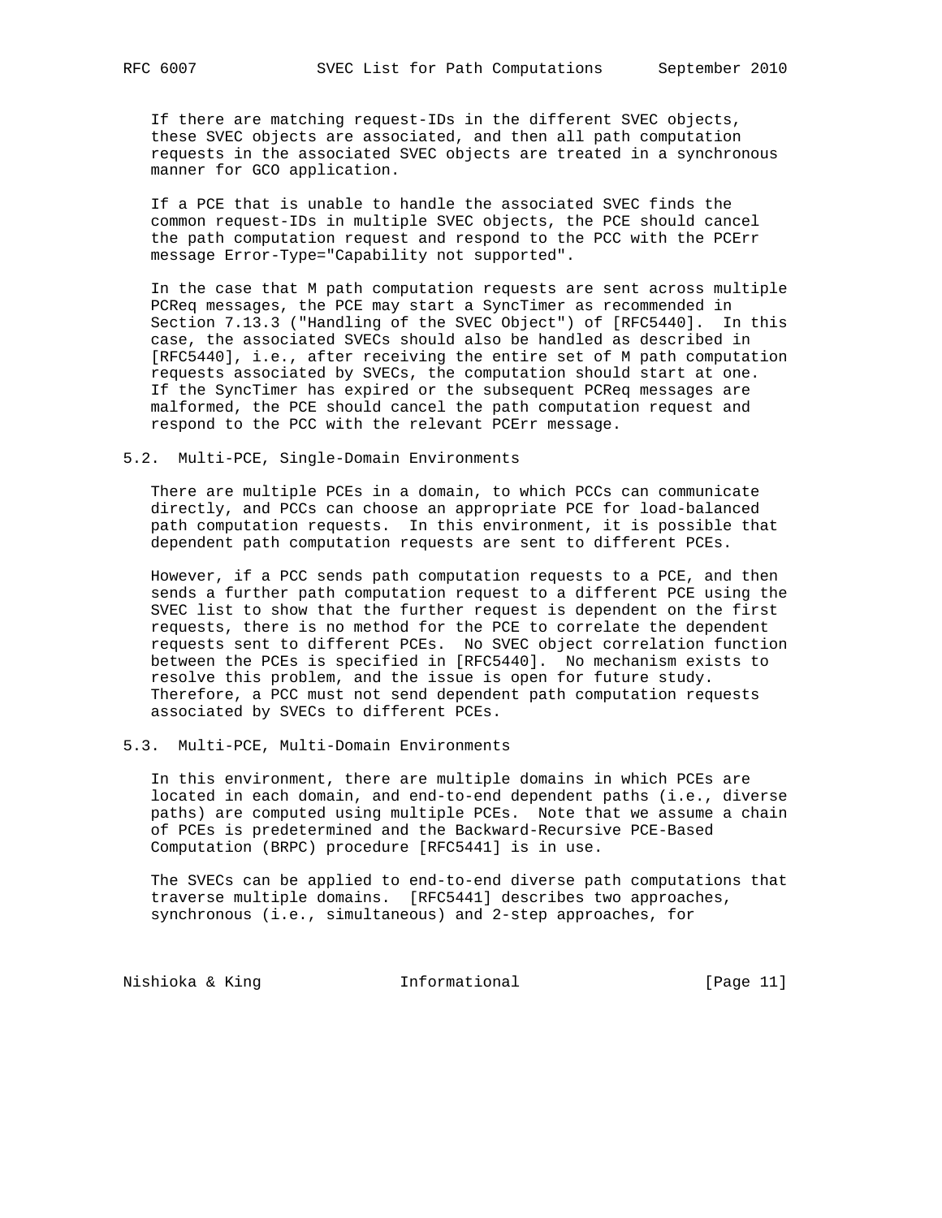If there are matching request-IDs in the different SVEC objects, these SVEC objects are associated, and then all path computation requests in the associated SVEC objects are treated in a synchronous manner for GCO application.

If a PCE that is unable to handle the associated SVEC finds the common request-IDs in multiple SVEC objects, the PCE should cancel the path computation request and respond to the PCC with the PCErr message Error-Type="Capability not supported".

In the case that M path computation requests are sent across multiple PCReq messages, the PCE may start a SyncTimer as recommended in Section 7.13.3 ("Handling of the SVEC Object") of [RFC5440]. In this case, the associated SVECs should also be handled as described in [RFC5440], i.e., after receiving the entire set of M path computation requests associated by SVECs, the computation should start at one. If the SyncTimer has expired or the subsequent PCReq messages are malformed, the PCE should cancel the path computation request and respond to the PCC with the relevant PCErr message.

### 5.2. Multi-PCE, Single-Domain Environments

There are multiple PCEs in a domain, to which PCCs can communicate directly, and PCCs can choose an appropriate PCE for load-balanced path computation requests. In this environment, it is possible that dependent path computation requests are sent to different PCEs.

However, if a PCC sends path computation requests to a PCE, and then sends a further path computation request to a different PCE using the SVEC list to show that the further request is dependent on the first requests, there is no method for the PCE to correlate the dependent requests sent to different PCEs. No SVEC object correlation function between the PCEs is specified in [RFC5440]. No mechanism exists to resolve this problem, and the issue is open for future study. Therefore, a PCC must not send dependent path computation requests associated by SVECs to different PCEs.

### 5.3. Multi-PCE, Multi-Domain Environments

In this environment, there are multiple domains in which PCEs are located in each domain, and end-to-end dependent paths (i.e., diverse paths) are computed using multiple PCEs. Note that we assume a chain of PCEs is predetermined and the Backward-Recursive PCE-Based Computation (BRPC) procedure [RFC5441] is in use.

The SVECs can be applied to end-to-end diverse path computations that traverse multiple domains. [RFC5441] describes two approaches, synchronous (i.e., simultaneous) and 2-step approaches, for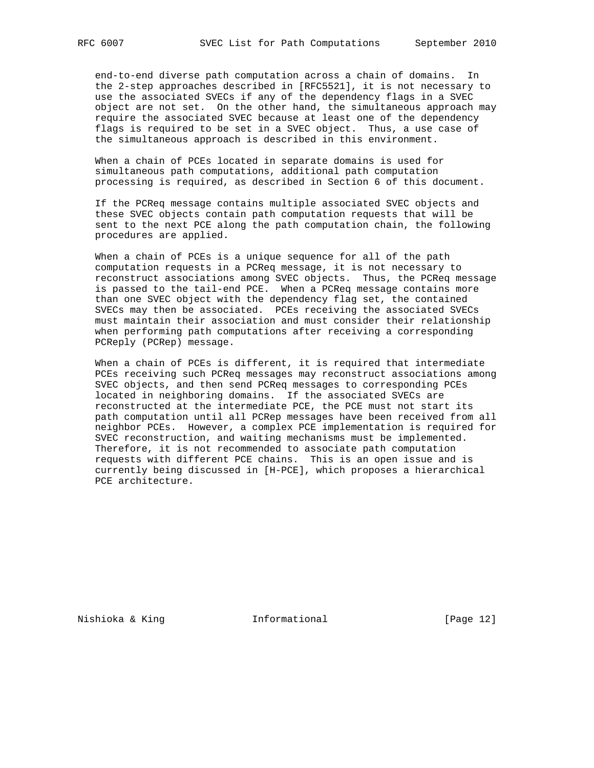end-to-end diverse path computation across a chain of domains. In the 2-step approaches described in [RFC5521], it is not necessary to use the associated SVECs if any of the dependency flags in a SVEC object are not set. On the other hand, the simultaneous approach may require the associated SVEC because at least one of the dependency flags is required to be set in a SVEC object. Thus, a use case of the simultaneous approach is described in this environment.

When a chain of PCEs located in separate domains is used for simultaneous path computations, additional path computation processing is required, as described in Section 6 of this document.

If the PCReq message contains multiple associated SVEC objects and these SVEC objects contain path computation requests that will be sent to the next PCE along the path computation chain, the following procedures are applied.

When a chain of PCEs is a unique sequence for all of the path computation requests in a PCReq message, it is not necessary to reconstruct associations among SVEC objects. Thus, the PCReq message is passed to the tail-end PCE. When a PCReq message contains more than one SVEC object with the dependency flag set, the contained SVECs may then be associated. PCEs receiving the associated SVECs must maintain their association and must consider their relationship when performing path computations after receiving a corresponding PCReply (PCRep) message.

When a chain of PCEs is different, it is required that intermediate PCEs receiving such PCReq messages may reconstruct associations among SVEC objects, and then send PCReq messages to corresponding PCEs located in neighboring domains. If the associated SVECs are reconstructed at the intermediate PCE, the PCE must not start its path computation until all PCRep messages have been received from all neighbor PCEs. However, a complex PCE implementation is required for SVEC reconstruction, and waiting mechanisms must be implemented. Therefore, it is not recommended to associate path computation requests with different PCE chains. This is an open issue and is currently being discussed in [H-PCE], which proposes a hierarchical PCE architecture.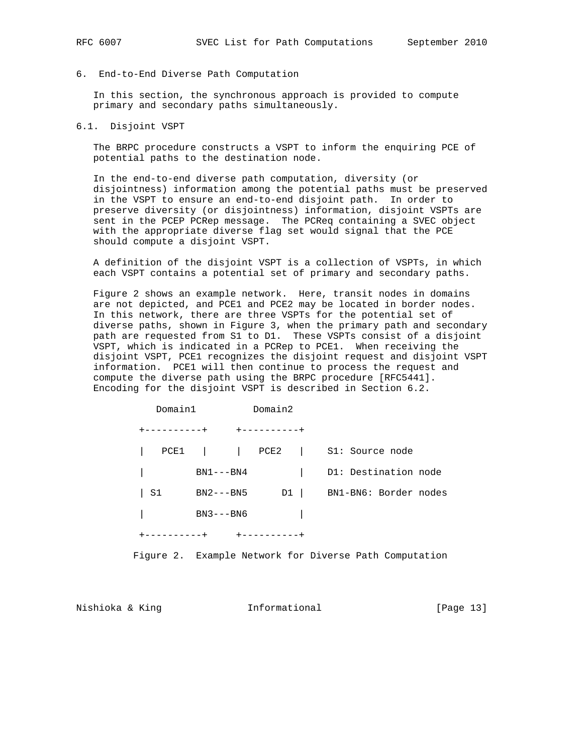## 6. End-to-End Diverse Path Computation

In this section, the synchronous approach is provided to compute primary and secondary paths simultaneously.

### 6.1. Disjoint VSPT

The BRPC procedure constructs a VSPT to inform the enquiring PCE of potential paths to the destination node.

In the end-to-end diverse path computation, diversity (or disjointness) information among the potential paths must be preserved in the VSPT to ensure an end-to-end disjoint path. In order to preserve diversity (or disjointness) information, disjoint VSPTs are sent in the PCEP PCRep message. The PCReq containing a SVEC object with the appropriate diverse flag set would signal that the PCE should compute a disjoint VSPT.

A definition of the disjoint VSPT is a collection of VSPTs, in which each VSPT contains a potential set of primary and secondary paths.

Figure 2 shows an example network. Here, transit nodes in domains are not depicted, and PCE1 and PCE2 may be located in border nodes. In this network, there are three VSPTs for the potential set of diverse paths, shown in Figure 3, when the primary path and secondary path are requested from S1 to D1. These VSPTs consist of a disjoint VSPT, which is indicated in a PCRep to PCE1. When receiving the disjoint VSPT, PCE1 recognizes the disjoint request and disjoint VSPT information. PCE1 will then continue to process the request and compute the diverse path using the BRPC procedure [RFC5441]. Encoding for the disjoint VSPT is described in Section 6.2.

```
      Domain1          Domain2

    +----------+     +----------+

    |   PCE1   |     |   PCE2   |    S1: Source node

    |         BN1---BN4         |    D1: Destination node

    | S1      BN2---BN5      D1 |    BN1-BN6: Border nodes

    |         BN3---BN6         |

    +----------+     +----------+
```

Figure 2. Example Network for Diverse Path Computation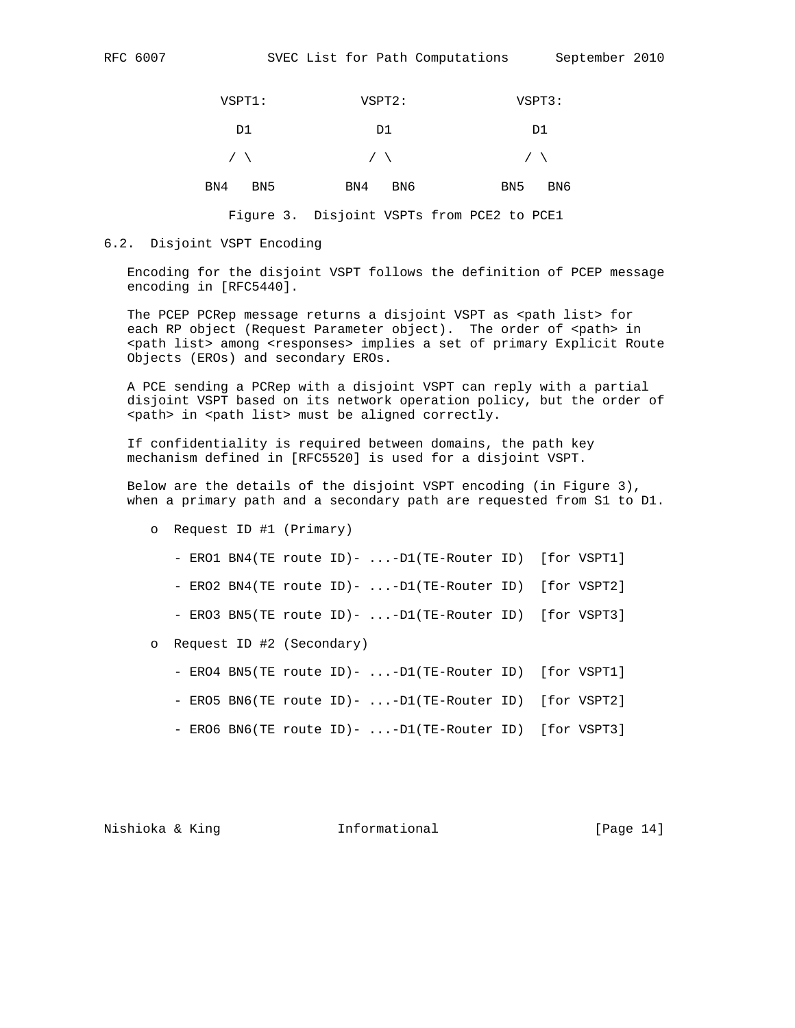```
        VSPT1:           VSPT2:             VSPT3:

          D1               D1                 D1

         / \              / \                / \

       BN4   BN5        BN4   BN6          BN5   BN6
```

Figure 3. Disjoint VSPTs from PCE2 to PCE1

## 6.2. Disjoint VSPT Encoding

Encoding for the disjoint VSPT follows the definition of PCEP message encoding in [RFC5440].

The PCEP PCRep message returns a disjoint VSPT as <path list> for each RP object (Request Parameter object). The order of <path> in <path list> among <responses> implies a set of primary Explicit Route Objects (EROs) and secondary EROs.

A PCE sending a PCRep with a disjoint VSPT can reply with a partial disjoint VSPT based on its network operation policy, but the order of <path> in <path list> must be aligned correctly.

If confidentiality is required between domains, the path key mechanism defined in [RFC5520] is used for a disjoint VSPT.

Below are the details of the disjoint VSPT encoding (in Figure 3), when a primary path and a secondary path are requested from S1 to D1.

- Request ID #1 (Primary)
  - ERO1 BN4(TE route ID)- ...-D1(TE-Router ID)  [for VSPT1]
  - ERO2 BN4(TE route ID)- ...-D1(TE-Router ID)  [for VSPT2]
  - ERO3 BN5(TE route ID)- ...-D1(TE-Router ID)  [for VSPT3]
- Request ID #2 (Secondary)
  - ERO4 BN5(TE route ID)- ...-D1(TE-Router ID)  [for VSPT1]
  - ERO5 BN6(TE route ID)- ...-D1(TE-Router ID)  [for VSPT2]
  - ERO6 BN6(TE route ID)- ...-D1(TE-Router ID)  [for VSPT3]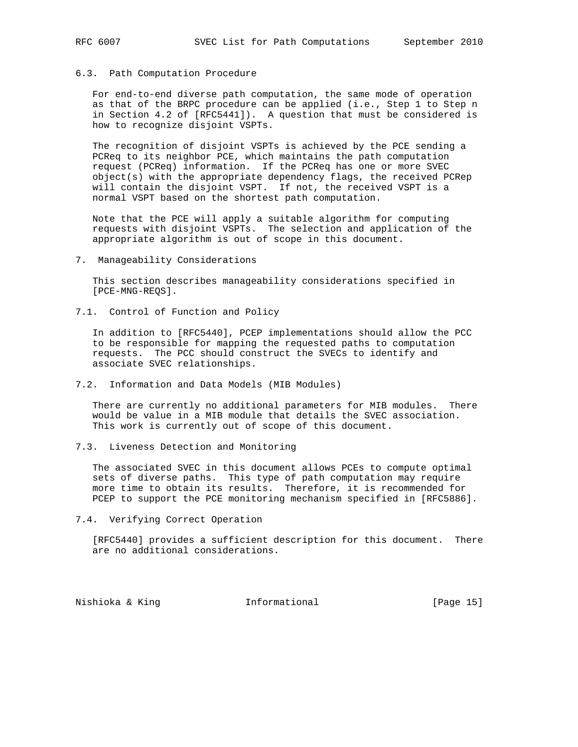### 6.3. Path Computation Procedure

For end-to-end diverse path computation, the same mode of operation as that of the BRPC procedure can be applied (i.e., Step 1 to Step n in Section 4.2 of [RFC5441]). A question that must be considered is how to recognize disjoint VSPTs.

The recognition of disjoint VSPTs is achieved by the PCE sending a PCReq to its neighbor PCE, which maintains the path computation request (PCReq) information. If the PCReq has one or more SVEC object(s) with the appropriate dependency flags, the received PCRep will contain the disjoint VSPT. If not, the received VSPT is a normal VSPT based on the shortest path computation.

Note that the PCE will apply a suitable algorithm for computing requests with disjoint VSPTs. The selection and application of the appropriate algorithm is out of scope in this document.

## 7. Manageability Considerations

This section describes manageability considerations specified in [PCE-MNG-REQS].

### 7.1. Control of Function and Policy

In addition to [RFC5440], PCEP implementations should allow the PCC to be responsible for mapping the requested paths to computation requests. The PCC should construct the SVECs to identify and associate SVEC relationships.

### 7.2. Information and Data Models (MIB Modules)

There are currently no additional parameters for MIB modules. There would be value in a MIB module that details the SVEC association. This work is currently out of scope of this document.

### 7.3. Liveness Detection and Monitoring

The associated SVEC in this document allows PCEs to compute optimal sets of diverse paths. This type of path computation may require more time to obtain its results. Therefore, it is recommended for PCEP to support the PCE monitoring mechanism specified in [RFC5886].

### 7.4. Verifying Correct Operation

[RFC5440] provides a sufficient description for this document. There are no additional considerations.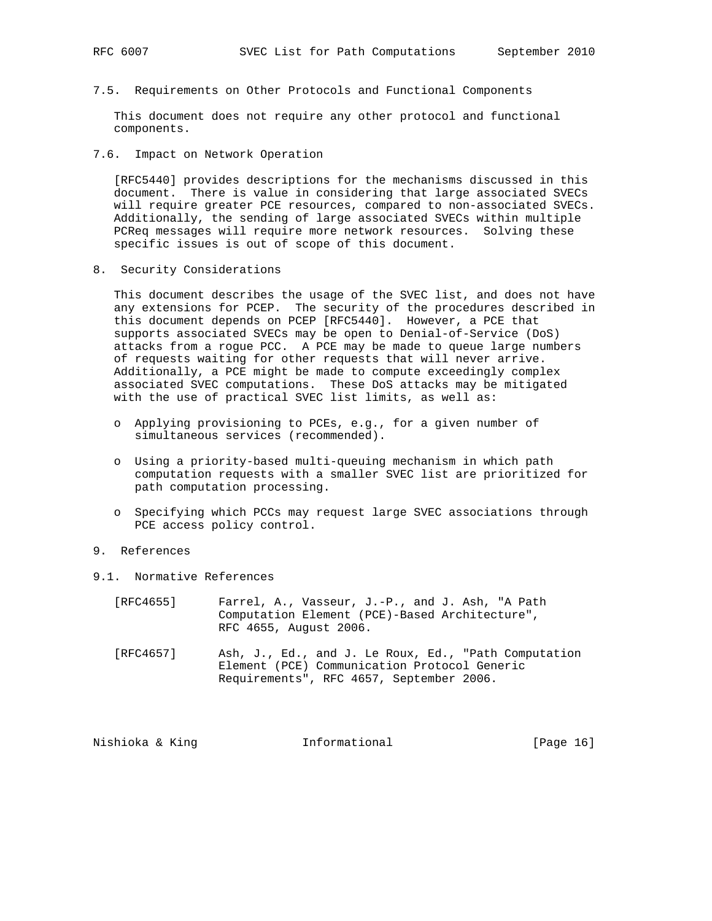### 7.5. Requirements on Other Protocols and Functional Components

This document does not require any other protocol and functional components.

### 7.6. Impact on Network Operation

[RFC5440] provides descriptions for the mechanisms discussed in this document. There is value in considering that large associated SVECs will require greater PCE resources, compared to non-associated SVECs. Additionally, the sending of large associated SVECs within multiple PCReq messages will require more network resources. Solving these specific issues is out of scope of this document.

## 8. Security Considerations

This document describes the usage of the SVEC list, and does not have any extensions for PCEP. The security of the procedures described in this document depends on PCEP [RFC5440]. However, a PCE that supports associated SVECs may be open to Denial-of-Service (DoS) attacks from a rogue PCC. A PCE may be made to queue large numbers of requests waiting for other requests that will never arrive. Additionally, a PCE might be made to compute exceedingly complex associated SVEC computations. These DoS attacks may be mitigated with the use of practical SVEC list limits, as well as:

- Applying provisioning to PCEs, e.g., for a given number of simultaneous services (recommended).
- Using a priority-based multi-queuing mechanism in which path computation requests with a smaller SVEC list are prioritized for path computation processing.
- Specifying which PCCs may request large SVEC associations through PCE access policy control.

## 9. References

### 9.1. Normative References

[RFC4655] Farrel, A., Vasseur, J.-P., and J. Ash, "A Path Computation Element (PCE)-Based Architecture", RFC 4655, August 2006.

[RFC4657] Ash, J., Ed., and J. Le Roux, Ed., "Path Computation Element (PCE) Communication Protocol Generic Requirements", RFC 4657, September 2006.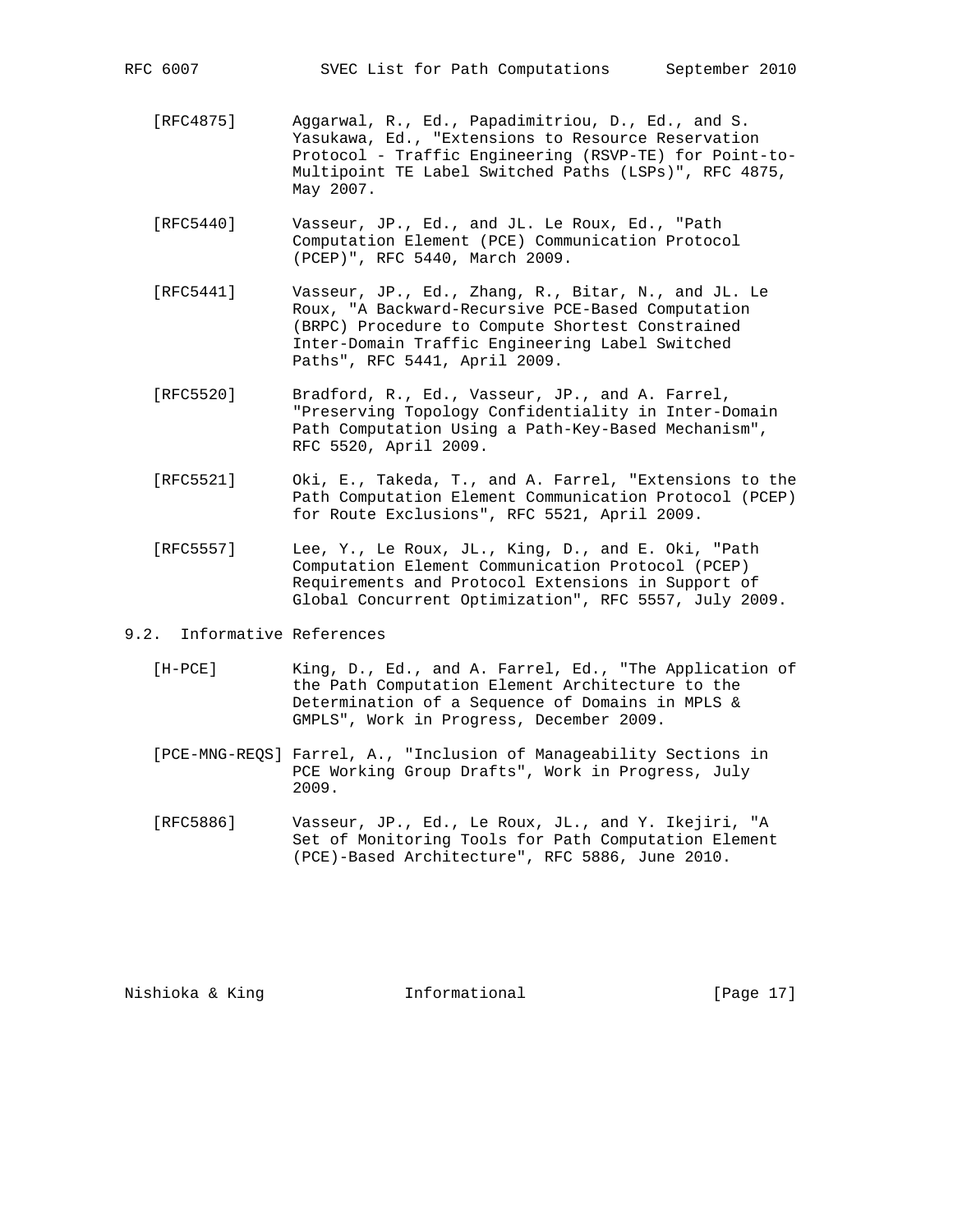[RFC4875] Aggarwal, R., Ed., Papadimitriou, D., Ed., and S. Yasukawa, Ed., "Extensions to Resource Reservation Protocol - Traffic Engineering (RSVP-TE) for Point-to-Multipoint TE Label Switched Paths (LSPs)", RFC 4875, May 2007.

[RFC5440] Vasseur, JP., Ed., and JL. Le Roux, Ed., "Path Computation Element (PCE) Communication Protocol (PCEP)", RFC 5440, March 2009.

[RFC5441] Vasseur, JP., Ed., Zhang, R., Bitar, N., and JL. Le Roux, "A Backward-Recursive PCE-Based Computation (BRPC) Procedure to Compute Shortest Constrained Inter-Domain Traffic Engineering Label Switched Paths", RFC 5441, April 2009.

[RFC5520] Bradford, R., Ed., Vasseur, JP., and A. Farrel, "Preserving Topology Confidentiality in Inter-Domain Path Computation Using a Path-Key-Based Mechanism", RFC 5520, April 2009.

[RFC5521] Oki, E., Takeda, T., and A. Farrel, "Extensions to the Path Computation Element Communication Protocol (PCEP) for Route Exclusions", RFC 5521, April 2009.

[RFC5557] Lee, Y., Le Roux, JL., King, D., and E. Oki, "Path Computation Element Communication Protocol (PCEP) Requirements and Protocol Extensions in Support of Global Concurrent Optimization", RFC 5557, July 2009.

### 9.2. Informative References

[H-PCE] King, D., Ed., and A. Farrel, Ed., "The Application of the Path Computation Element Architecture to the Determination of a Sequence of Domains in MPLS & GMPLS", Work in Progress, December 2009.

[PCE-MNG-REQS] Farrel, A., "Inclusion of Manageability Sections in PCE Working Group Drafts", Work in Progress, July 2009.

[RFC5886] Vasseur, JP., Ed., Le Roux, JL., and Y. Ikejiri, "A Set of Monitoring Tools for Path Computation Element (PCE)-Based Architecture", RFC 5886, June 2010.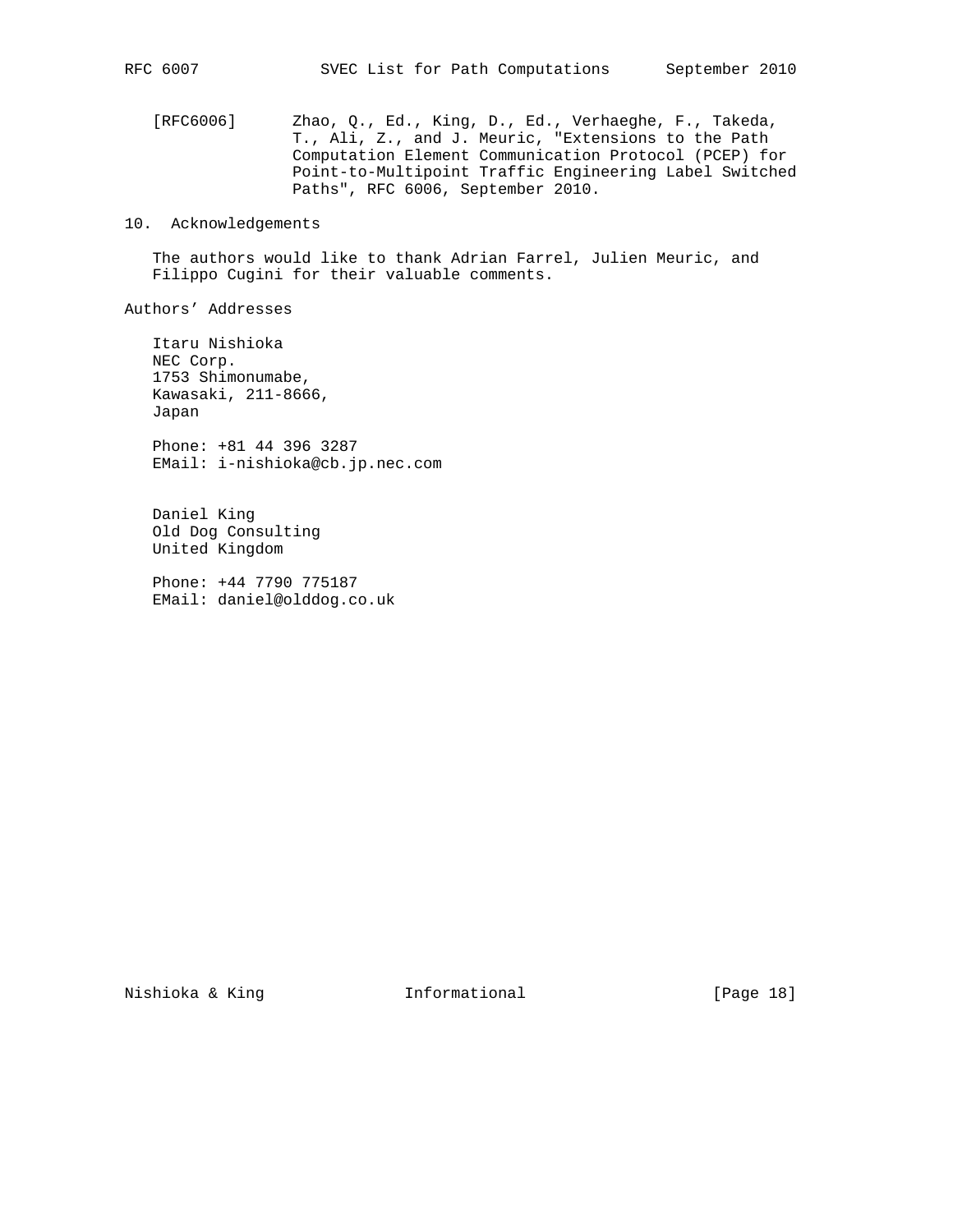[RFC6006] Zhao, Q., Ed., King, D., Ed., Verhaeghe, F., Takeda, T., Ali, Z., and J. Meuric, "Extensions to the Path Computation Element Communication Protocol (PCEP) for Point-to-Multipoint Traffic Engineering Label Switched Paths", RFC 6006, September 2010.

## 10. Acknowledgements

The authors would like to thank Adrian Farrel, Julien Meuric, and Filippo Cugini for their valuable comments.

## Authors' Addresses

Itaru Nishioka  
NEC Corp.  
1753 Shimonumabe,  
Kawasaki, 211-8666,  
Japan

Phone: +81 44 396 3287  
EMail: i-nishioka@cb.jp.nec.com

Daniel King  
Old Dog Consulting  
United Kingdom

Phone: +44 7790 775187  
EMail: daniel@olddog.co.uk